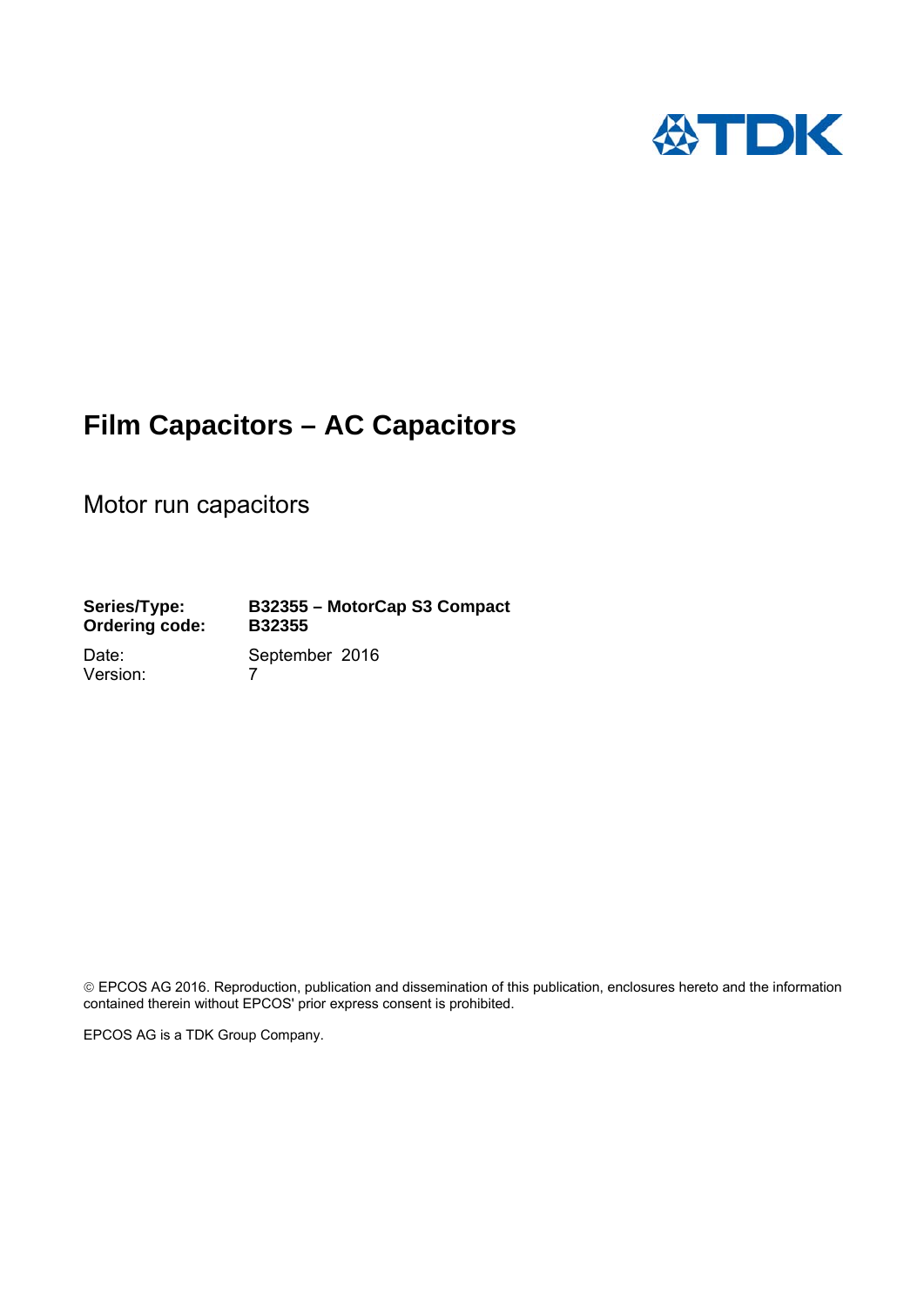# Film Capacitors – AC Capacitors

## Motor run capacitors

**Series/Type:** **B32355 – MotorCap S3 Compact**
**Ordering code:** **B32355**

Date: September 2016
Version: 7

© EPCOS AG 2016. Reproduction, publication and dissemination of this publication, enclosures hereto and the information contained therein without EPCOS' prior express consent is prohibited.

EPCOS AG is a TDK Group Company.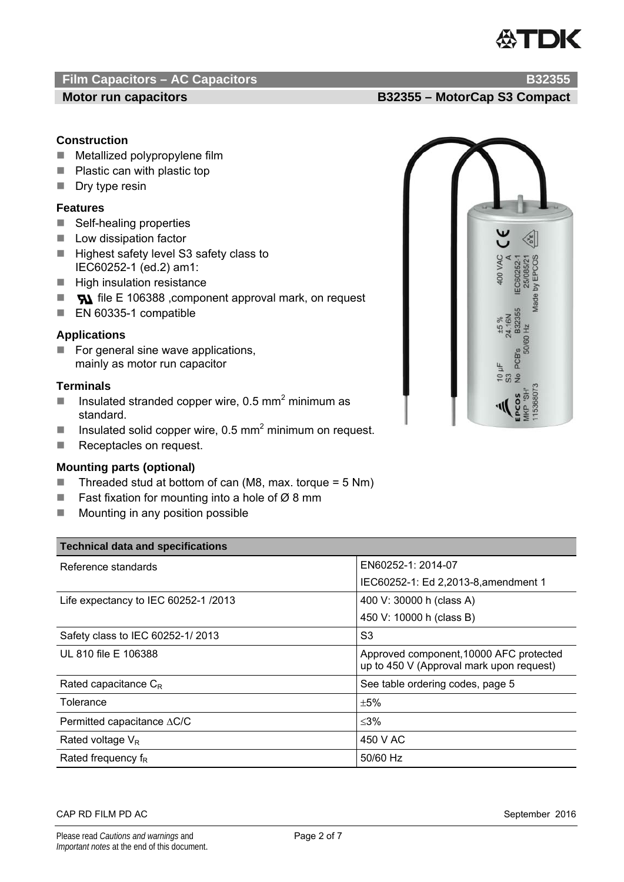## Film Capacitors – AC Capacitors B32355

### Motor run capacitors B32355 – MotorCap S3 Compact

#### Construction

- Metallized polypropylene film
- Plastic can with plastic top
- Dry type resin

#### Features

- Self-healing properties
- Low dissipation factor
- Highest safety level S3 safety class to IEC60252-1 (ed.2) am1:
- High insulation resistance
- file E 106388 ,component approval mark, on request
- EN 60335-1 compatible

#### Applications

- For general sine wave applications, mainly as motor run capacitor

#### Terminals

- Insulated stranded copper wire, 0.5 mm$^2$ minimum as standard.
- Insulated solid copper wire, 0.5 mm$^2$ minimum on request.
- Receptacles on request.

#### Mounting parts (optional)

- Threaded stud at bottom of can (M8, max. torque = 5 Nm)
- Fast fixation for mounting into a hole of Ø 8 mm
- Mounting in any position possible

| Technical data and specifications | |
|---|---|
| Reference standards | EN60252-1: 2014-07 |
| | IEC60252-1: Ed 2,2013-8,amendment 1 |
| Life expectancy to IEC 60252-1 /2013 | 400 V: 30000 h (class A) |
| | 450 V: 10000 h (class B) |
| Safety class to IEC 60252-1/ 2013 | S3 |
| UL 810 file E 106388 | Approved component,10000 AFC protected up to 450 V (Approval mark upon request) |
| Rated capacitance $C_R$ | See table ordering codes, page 5 |
| Tolerance | ±5% |
| Permitted capacitance $\Delta C/C$ | ≤3% |
| Rated voltage $V_R$ | 450 V AC |
| Rated frequency $f_R$ | 50/60 Hz |

CAP RD FILM PD AC September 2016

Please read *Cautions and warnings* and *Important notes* at the end of this document.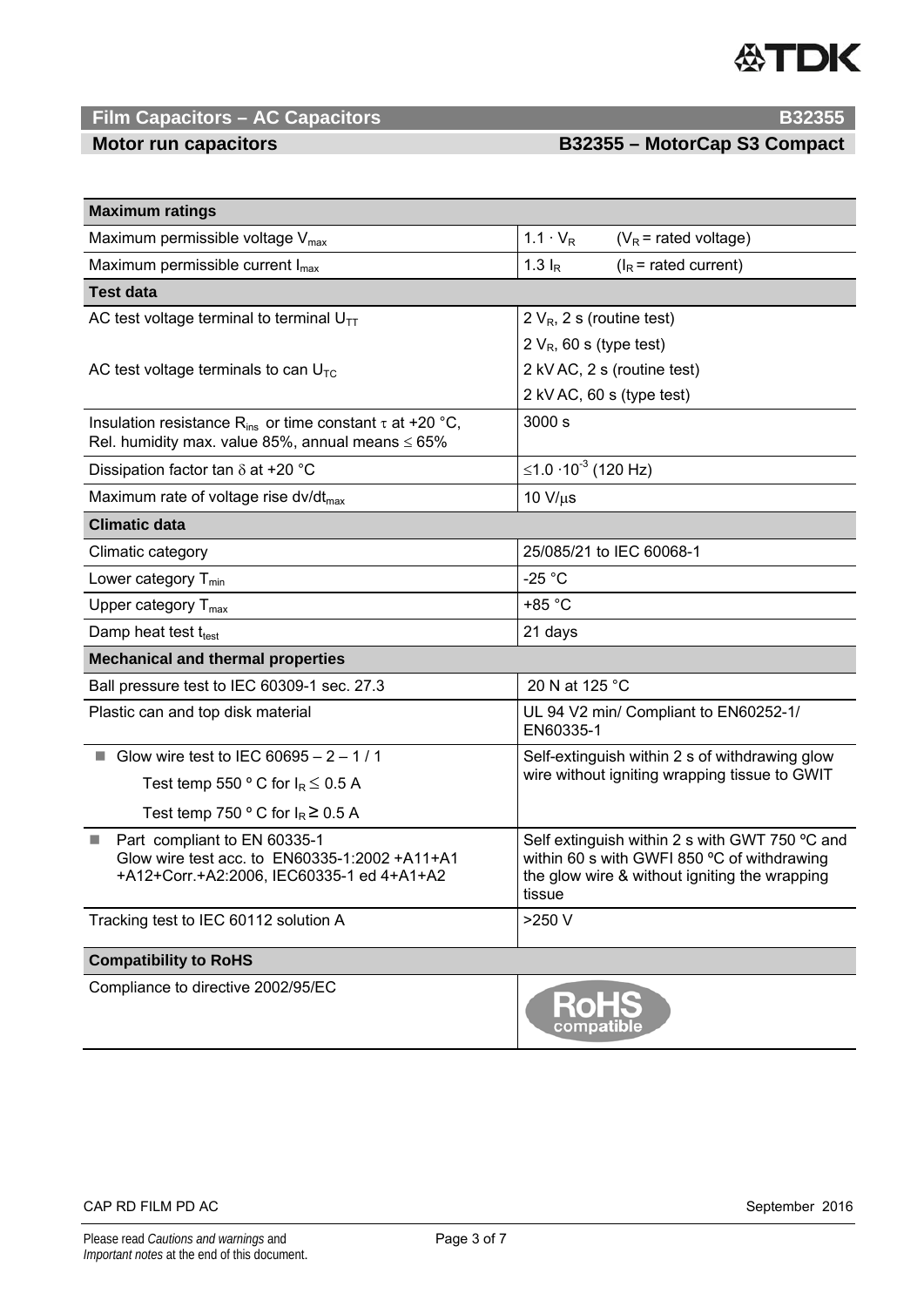## Film Capacitors – AC Capacitors — B32355

## Motor run capacitors — B32355 – MotorCap S3 Compact

| **Maximum ratings** | |
|---|---|
| Maximum permissible voltage $V_{max}$ | $1.1 \cdot V_R$ ($V_R$ = rated voltage) |
| Maximum permissible current $I_{max}$ | $1.3\ I_R$ ($I_R$ = rated current) |
| **Test data** | |
| AC test voltage terminal to terminal $U_{TT}$ | $2\ V_R$, 2 s (routine test) |
| | $2\ V_R$, 60 s (type test) |
| AC test voltage terminals to can $U_{TC}$ | 2 kV AC, 2 s (routine test) |
| | 2 kV AC, 60 s (type test) |
| Insulation resistance $R_{ins}$ or time constant $\tau$ at +20 °C, Rel. humidity max. value 85%, annual means ≤ 65% | 3000 s |
| Dissipation factor tan $\delta$ at +20 °C | $\leq 1.0 \cdot 10^{-3}$ (120 Hz) |
| Maximum rate of voltage rise $dv/dt_{max}$ | 10 V/μs |
| **Climatic data** | |
| Climatic category | 25/085/21 to IEC 60068-1 |
| Lower category $T_{min}$ | -25 °C |
| Upper category $T_{max}$ | +85 °C |
| Damp heat test $t_{test}$ | 21 days |
| **Mechanical and thermal properties** | |
| Ball pressure test to IEC 60309-1 sec. 27.3 | 20 N at 125 °C |
| Plastic can and top disk material | UL 94 V2 min/ Compliant to EN60252-1/ EN60335-1 |
| ■ Glow wire test to IEC 60695 – 2 – 1 / 1<br>Test temp 550 ° C for $I_R \leq 0.5$ A<br>Test temp 750 ° C for $I_R \geq 0.5$ A | Self-extinguish within 2 s of withdrawing glow wire without igniting wrapping tissue to GWIT |
| ■ Part compliant to EN 60335-1<br>Glow wire test acc. to EN60335-1:2002 +A11+A1 +A12+Corr.+A2:2006, IEC60335-1 ed 4+A1+A2 | Self extinguish within 2 s with GWT 750 ºC and within 60 s with GWFI 850 ºC of withdrawing the glow wire & without igniting the wrapping tissue |
| Tracking test to IEC 60112 solution A | >250 V |
| **Compatibility to RoHS** | |
| Compliance to directive 2002/95/EC | RoHS compatible |

CAP RD FILM PD AC — September 2016

Please read *Cautions and warnings* and *Important notes* at the end of this document.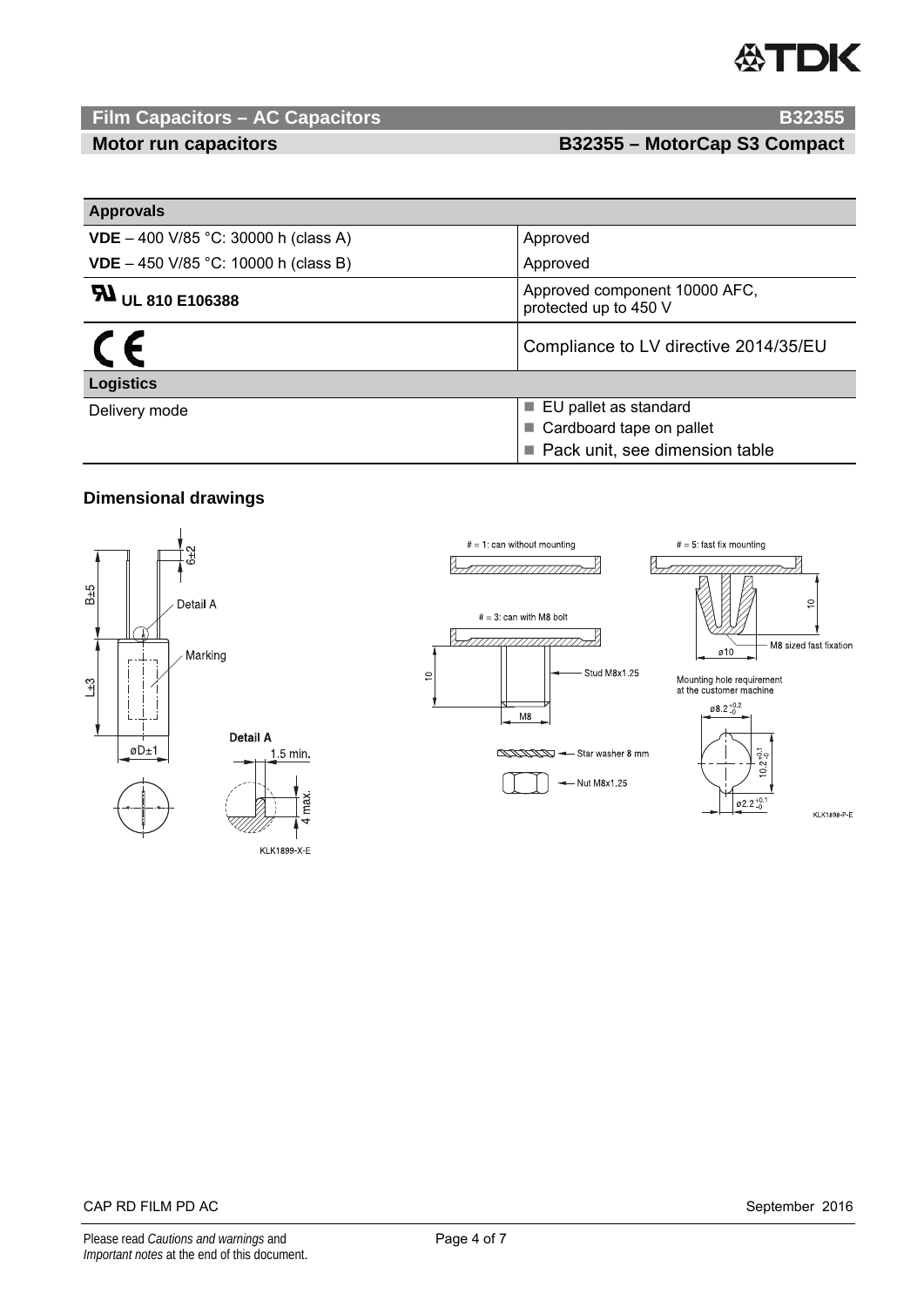## Film Capacitors – AC Capacitors — B32355

### Motor run capacitors — B32355 – MotorCap S3 Compact

| **Approvals** | |
|---|---|
| **VDE** – 400 V/85 °C: 30000 h (class A) | Approved |
| **VDE** – 450 V/85 °C: 10000 h (class B) | Approved |
| **UL 810 E106388** | Approved component 10000 AFC, protected up to 450 V |
| CE | Compliance to LV directive 2014/35/EU |
| **Logistics** | |
| Delivery mode | ■ EU pallet as standard<br>■ Cardboard tape on pallet<br>■ Pack unit, see dimension table |

### Dimensional drawings

6±2

B±5

Detail A

Marking

L±3

øD±1

Detail A

1.5 min.

4 max.

KLK1899-X-E

# = 1: can without mounting

# = 5: fast fix mounting

# = 3: can with M8 bolt

10

Stud M8x1.25

M8

Star washer 8 mm

Nut M8x1.25

10

ø10

M8 sized fast fixation

Mounting hole requirement at the customer machine

ø8.2 $^{+0.2}_{-0}$

10.2 $^{+0.1}_{-0}$

ø2.2 $^{+0.1}_{-0}$

KLK1898-P-E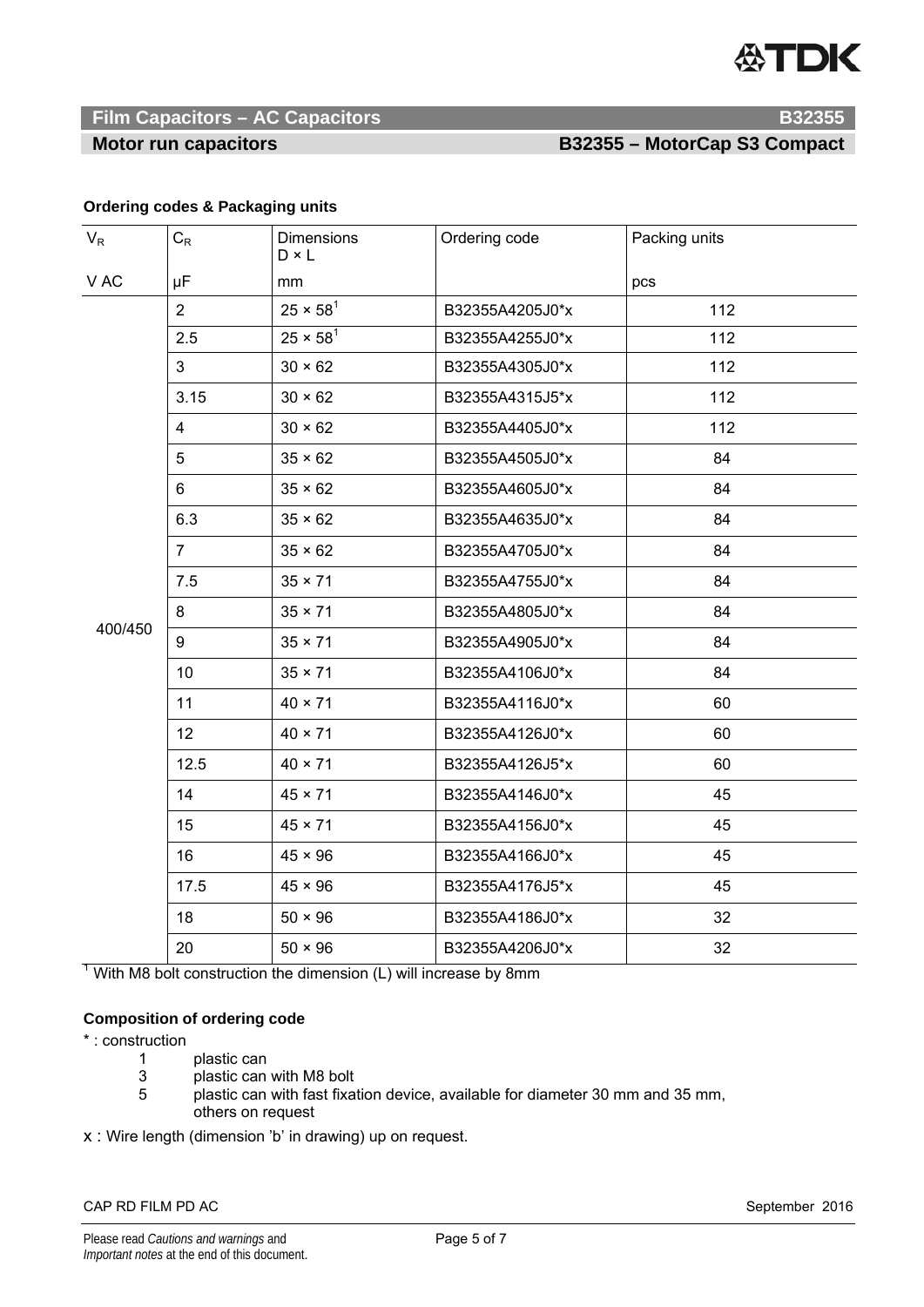### Ordering codes & Packaging units

| $V_R$ V AC | $C_R$ µF | Dimensions D × L mm | Ordering code | Packing units pcs |
|---|---|---|---|---|
| 400/450 | 2 | 25 × 58[1] | B32355A4205J0*x | 112 |
| | 2.5 | 25 × 58[1] | B32355A4255J0*x | 112 |
| | 3 | 30 × 62 | B32355A4305J0*x | 112 |
| | 3.15 | 30 × 62 | B32355A4315J5*x | 112 |
| | 4 | 30 × 62 | B32355A4405J0*x | 112 |
| | 5 | 35 × 62 | B32355A4505J0*x | 84 |
| | 6 | 35 × 62 | B32355A4605J0*x | 84 |
| | 6.3 | 35 × 62 | B32355A4635J0*x | 84 |
| | 7 | 35 × 62 | B32355A4705J0*x | 84 |
| | 7.5 | 35 × 71 | B32355A4755J0*x | 84 |
| | 8 | 35 × 71 | B32355A4805J0*x | 84 |
| | 9 | 35 × 71 | B32355A4905J0*x | 84 |
| | 10 | 35 × 71 | B32355A4106J0*x | 84 |
| | 11 | 40 × 71 | B32355A4116J0*x | 60 |
| | 12 | 40 × 71 | B32355A4126J0*x | 60 |
| | 12.5 | 40 × 71 | B32355A4126J5*x | 60 |
| | 14 | 45 × 71 | B32355A4146J0*x | 45 |
| | 15 | 45 × 71 | B32355A4156J0*x | 45 |
| | 16 | 45 × 96 | B32355A4166J0*x | 45 |
| | 17.5 | 45 × 96 | B32355A4176J5*x | 45 |
| | 18 | 50 × 96 | B32355A4186J0*x | 32 |
| | 20 | 50 × 96 | B32355A4206J0*x | 32 |

[1] With M8 bolt construction the dimension (L) will increase by 8mm

### Composition of ordering code

* : construction
  - 1 plastic can
  - 3 plastic can with M8 bolt
  - 5 plastic can with fast fixation device, available for diameter 30 mm and 35 mm, others on request

x : Wire length (dimension 'b' in drawing) up on request.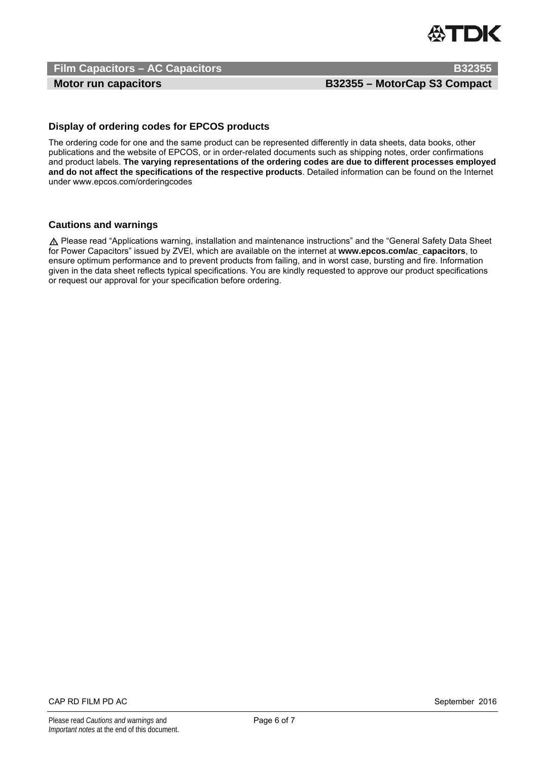## Display of ordering codes for EPCOS products

The ordering code for one and the same product can be represented differently in data sheets, data books, other publications and the website of EPCOS, or in order-related documents such as shipping notes, order confirmations and product labels. **The varying representations of the ordering codes are due to different processes employed and do not affect the specifications of the respective products**. Detailed information can be found on the Internet under www.epcos.com/orderingcodes

## Cautions and warnings

⚠ Please read "Applications warning, installation and maintenance instructions" and the "General Safety Data Sheet for Power Capacitors" issued by ZVEI, which are available on the internet at **www.epcos.com/ac_capacitors**, to ensure optimum performance and to prevent products from failing, and in worst case, bursting and fire. Information given in the data sheet reflects typical specifications. You are kindly requested to approve our product specifications or request our approval for your specification before ordering.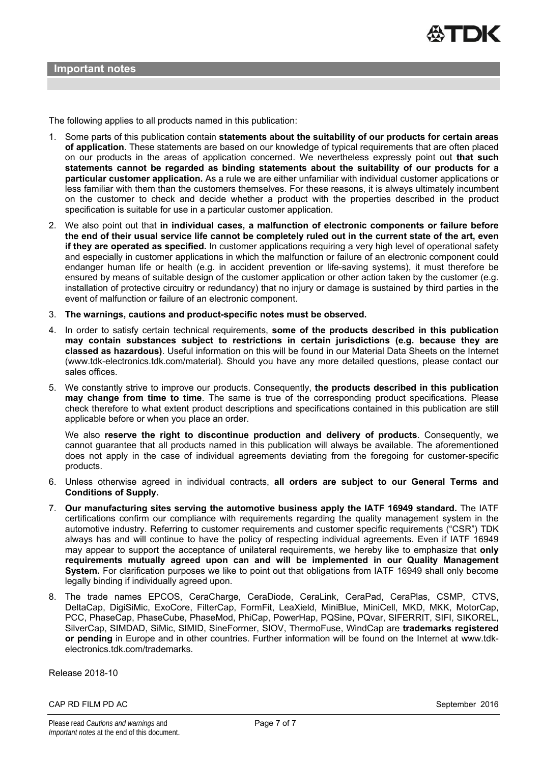## Important notes

The following applies to all products named in this publication:

1. Some parts of this publication contain **statements about the suitability of our products for certain areas of application**. These statements are based on our knowledge of typical requirements that are often placed on our products in the areas of application concerned. We nevertheless expressly point out **that such statements cannot be regarded as binding statements about the suitability of our products for a particular customer application.** As a rule we are either unfamiliar with individual customer applications or less familiar with them than the customers themselves. For these reasons, it is always ultimately incumbent on the customer to check and decide whether a product with the properties described in the product specification is suitable for use in a particular customer application.
2. We also point out that **in individual cases, a malfunction of electronic components or failure before the end of their usual service life cannot be completely ruled out in the current state of the art, even if they are operated as specified.** In customer applications requiring a very high level of operational safety and especially in customer applications in which the malfunction or failure of an electronic component could endanger human life or health (e.g. in accident prevention or life-saving systems), it must therefore be ensured by means of suitable design of the customer application or other action taken by the customer (e.g. installation of protective circuitry or redundancy) that no injury or damage is sustained by third parties in the event of malfunction or failure of an electronic component.
3. **The warnings, cautions and product-specific notes must be observed.**
4. In order to satisfy certain technical requirements, **some of the products described in this publication may contain substances subject to restrictions in certain jurisdictions (e.g. because they are classed as hazardous)**. Useful information on this will be found in our Material Data Sheets on the Internet (www.tdk-electronics.tdk.com/material). Should you have any more detailed questions, please contact our sales offices.
5. We constantly strive to improve our products. Consequently, **the products described in this publication may change from time to time**. The same is true of the corresponding product specifications. Please check therefore to what extent product descriptions and specifications contained in this publication are still applicable before or when you place an order.

   We also **reserve the right to discontinue production and delivery of products**. Consequently, we cannot guarantee that all products named in this publication will always be available. The aforementioned does not apply in the case of individual agreements deviating from the foregoing for customer-specific products.
6. Unless otherwise agreed in individual contracts, **all orders are subject to our General Terms and Conditions of Supply.**
7. **Our manufacturing sites serving the automotive business apply the IATF 16949 standard.** The IATF certifications confirm our compliance with requirements regarding the quality management system in the automotive industry. Referring to customer requirements and customer specific requirements ("CSR") TDK always has and will continue to have the policy of respecting individual agreements. Even if IATF 16949 may appear to support the acceptance of unilateral requirements, we hereby like to emphasize that **only requirements mutually agreed upon can and will be implemented in our Quality Management System.** For clarification purposes we like to point out that obligations from IATF 16949 shall only become legally binding if individually agreed upon.
8. The trade names EPCOS, CeraCharge, CeraDiode, CeraLink, CeraPad, CeraPlas, CSMP, CTVS, DeltaCap, DigiSiMic, ExoCore, FilterCap, FormFit, LeaXield, MiniBlue, MiniCell, MKD, MKK, MotorCap, PCC, PhaseCap, PhaseCube, PhaseMod, PhiCap, PowerHap, PQSine, PQvar, SIFERRIT, SIFI, SIKOREL, SilverCap, SIMDAD, SiMic, SIMID, SineFormer, SIOV, ThermoFuse, WindCap are **trademarks registered or pending** in Europe and in other countries. Further information will be found on the Internet at www.tdk-electronics.tdk.com/trademarks.

Release 2018-10